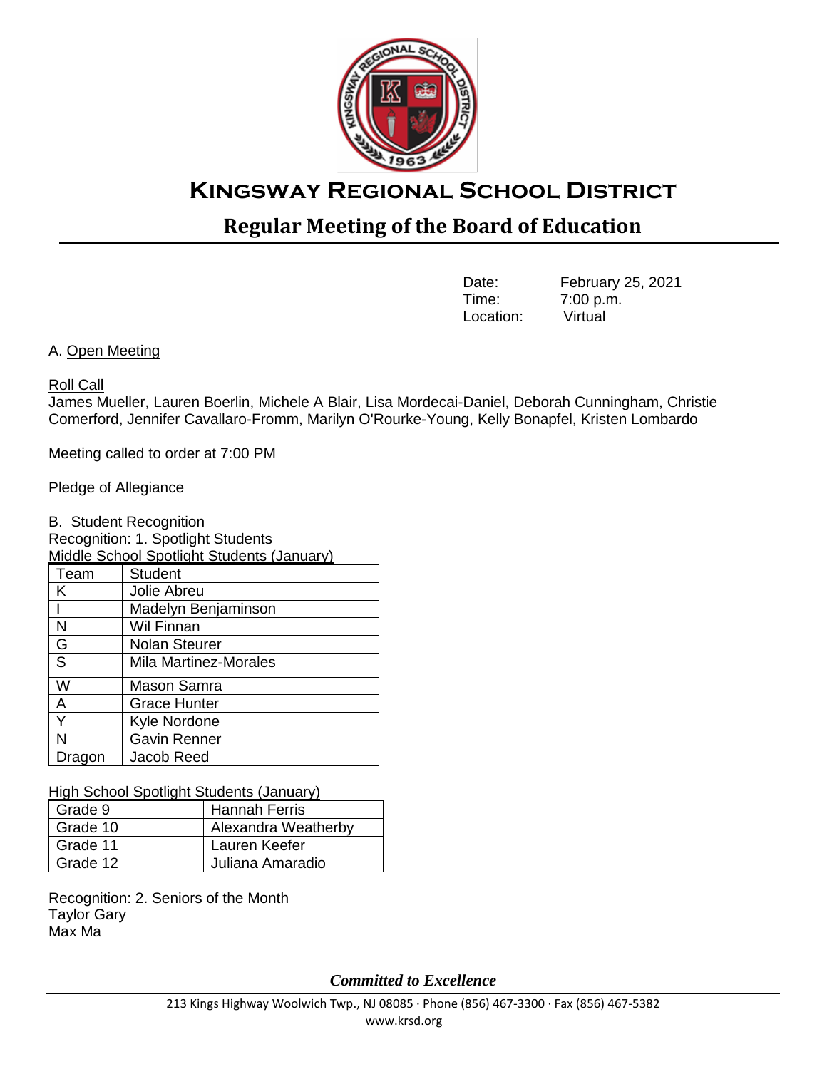# Kingsway Regional School District

## Regular Meeting of the Board of Education

Date: February 25, 2021
Time: 7:00 p.m.
Location: Virtual

A. Open Meeting

Roll Call
James Mueller, Lauren Boerlin, Michele A Blair, Lisa Mordecai-Daniel, Deborah Cunningham, Christie Comerford, Jennifer Cavallaro-Fromm, Marilyn O'Rourke-Young, Kelly Bonapfel, Kristen Lombardo

Meeting called to order at 7:00 PM

Pledge of Allegiance

B. Student Recognition
Recognition: 1. Spotlight Students
Middle School Spotlight Students (January)

| Team | Student |
|---|---|
| K | Jolie Abreu |
| I | Madelyn Benjaminson |
| N | Wil Finnan |
| G | Nolan Steurer |
| S | Mila Martinez-Morales |
| W | Mason Samra |
| A | Grace Hunter |
| Y | Kyle Nordone |
| N | Gavin Renner |
| Dragon | Jacob Reed |

High School Spotlight Students (January)

| Grade | Student |
|---|---|
| Grade 9 | Hannah Ferris |
| Grade 10 | Alexandra Weatherby |
| Grade 11 | Lauren Keefer |
| Grade 12 | Juliana Amaradio |

Recognition: 2. Seniors of the Month
Taylor Gary
Max Ma

*Committed to Excellence*

213 Kings Highway Woolwich Twp., NJ 08085 · Phone (856) 467-3300 · Fax (856) 467-5382
www.krsd.org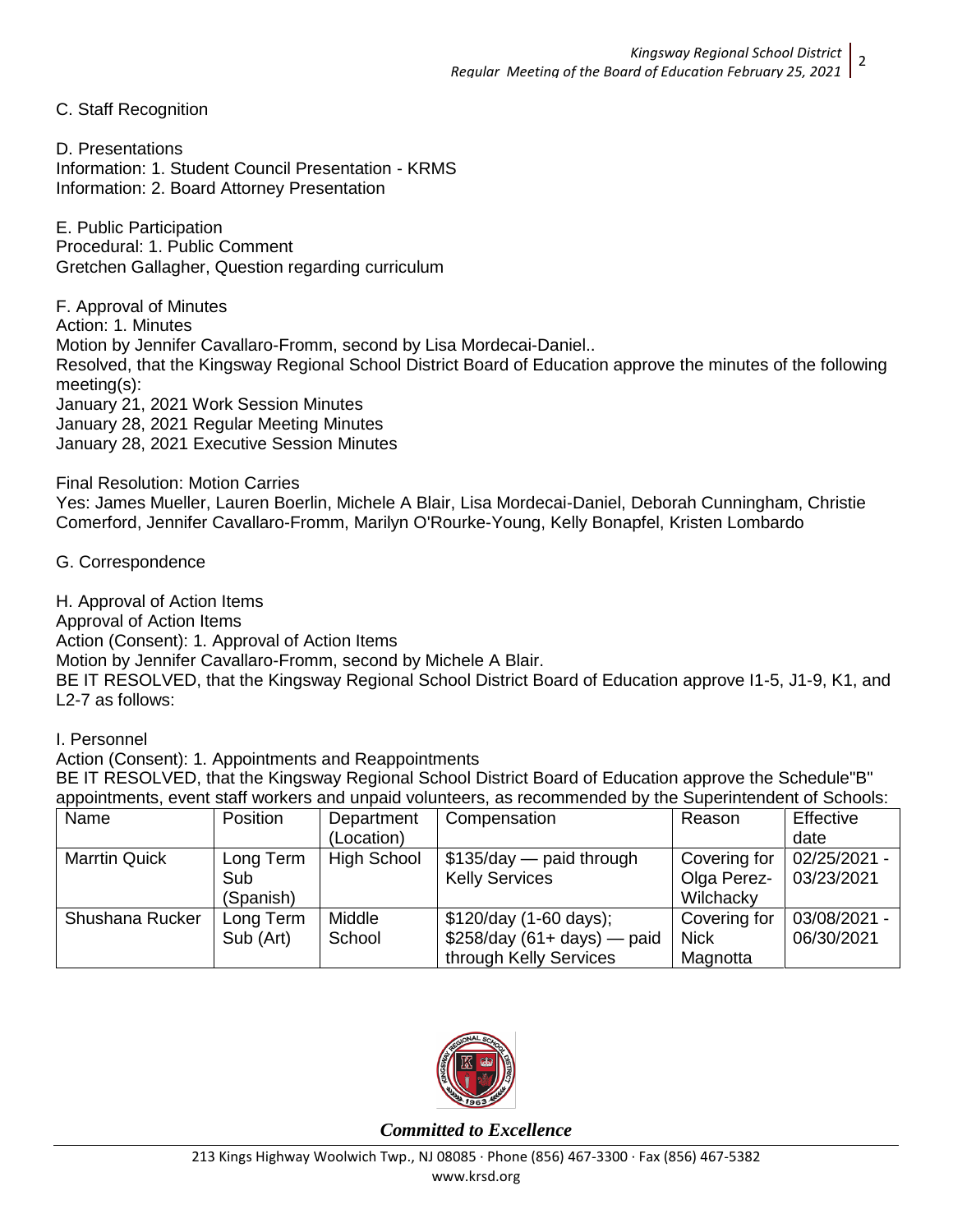C. Staff Recognition

D. Presentations
Information: 1. Student Council Presentation - KRMS
Information: 2. Board Attorney Presentation

E. Public Participation
Procedural: 1. Public Comment
Gretchen Gallagher, Question regarding curriculum

F. Approval of Minutes
Action: 1. Minutes
Motion by Jennifer Cavallaro-Fromm, second by Lisa Mordecai-Daniel..
Resolved, that the Kingsway Regional School District Board of Education approve the minutes of the following meeting(s):
January 21, 2021 Work Session Minutes
January 28, 2021 Regular Meeting Minutes
January 28, 2021 Executive Session Minutes

Final Resolution: Motion Carries
Yes: James Mueller, Lauren Boerlin, Michele A Blair, Lisa Mordecai-Daniel, Deborah Cunningham, Christie Comerford, Jennifer Cavallaro-Fromm, Marilyn O'Rourke-Young, Kelly Bonapfel, Kristen Lombardo

G. Correspondence

H. Approval of Action Items
Approval of Action Items
Action (Consent): 1. Approval of Action Items
Motion by Jennifer Cavallaro-Fromm, second by Michele A Blair.
BE IT RESOLVED, that the Kingsway Regional School District Board of Education approve I1-5, J1-9, K1, and L2-7 as follows:

I. Personnel
Action (Consent): 1. Appointments and Reappointments
BE IT RESOLVED, that the Kingsway Regional School District Board of Education approve the Schedule"B" appointments, event staff workers and unpaid volunteers, as recommended by the Superintendent of Schools:

| Name | Position | Department (Location) | Compensation | Reason | Effective date |
|---|---|---|---|---|---|
| Marrtin Quick | Long Term Sub (Spanish) | High School | $135/day — paid through Kelly Services | Covering for Olga Perez-Wilchacky | 02/25/2021 - 03/23/2021 |
| Shushana Rucker | Long Term Sub (Art) | Middle School | $120/day (1-60 days); $258/day (61+ days) — paid through Kelly Services | Covering for Nick Magnotta | 03/08/2021 - 06/30/2021 |

*Committed to Excellence*

213 Kings Highway Woolwich Twp., NJ 08085 · Phone (856) 467-3300 · Fax (856) 467-5382
www.krsd.org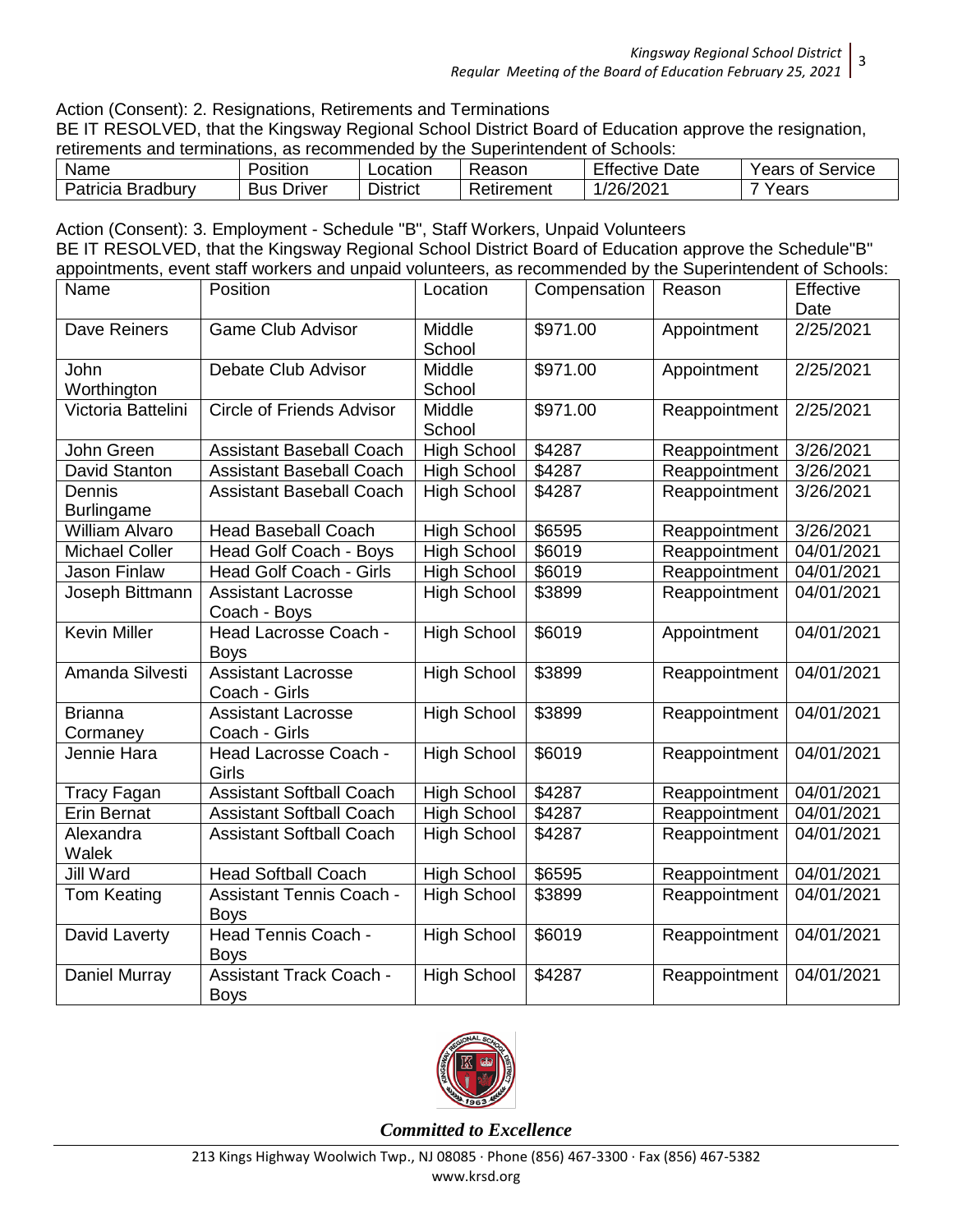Action (Consent): 2. Resignations, Retirements and Terminations

BE IT RESOLVED, that the Kingsway Regional School District Board of Education approve the resignation, retirements and terminations, as recommended by the Superintendent of Schools:

| Name | Position | Location | Reason | Effective Date | Years of Service |
|---|---|---|---|---|---|
| Patricia Bradbury | Bus Driver | District | Retirement | 1/26/2021 | 7 Years |

Action (Consent): 3. Employment - Schedule "B", Staff Workers, Unpaid Volunteers

BE IT RESOLVED, that the Kingsway Regional School District Board of Education approve the Schedule"B" appointments, event staff workers and unpaid volunteers, as recommended by the Superintendent of Schools:

| Name | Position | Location | Compensation | Reason | Effective Date |
|---|---|---|---|---|---|
| Dave Reiners | Game Club Advisor | Middle School | $971.00 | Appointment | 2/25/2021 |
| John Worthington | Debate Club Advisor | Middle School | $971.00 | Appointment | 2/25/2021 |
| Victoria Battelini | Circle of Friends Advisor | Middle School | $971.00 | Reappointment | 2/25/2021 |
| John Green | Assistant Baseball Coach | High School | $4287 | Reappointment | 3/26/2021 |
| David Stanton | Assistant Baseball Coach | High School | $4287 | Reappointment | 3/26/2021 |
| Dennis Burlingame | Assistant Baseball Coach | High School | $4287 | Reappointment | 3/26/2021 |
| William Alvaro | Head Baseball Coach | High School | $6595 | Reappointment | 3/26/2021 |
| Michael Coller | Head Golf Coach - Boys | High School | $6019 | Reappointment | 04/01/2021 |
| Jason Finlaw | Head Golf Coach - Girls | High School | $6019 | Reappointment | 04/01/2021 |
| Joseph Bittmann | Assistant Lacrosse Coach - Boys | High School | $3899 | Reappointment | 04/01/2021 |
| Kevin Miller | Head Lacrosse Coach - Boys | High School | $6019 | Appointment | 04/01/2021 |
| Amanda Silvesti | Assistant Lacrosse Coach - Girls | High School | $3899 | Reappointment | 04/01/2021 |
| Brianna Cormaney | Assistant Lacrosse Coach - Girls | High School | $3899 | Reappointment | 04/01/2021 |
| Jennie Hara | Head Lacrosse Coach - Girls | High School | $6019 | Reappointment | 04/01/2021 |
| Tracy Fagan | Assistant Softball Coach | High School | $4287 | Reappointment | 04/01/2021 |
| Erin Bernat | Assistant Softball Coach | High School | $4287 | Reappointment | 04/01/2021 |
| Alexandra Walek | Assistant Softball Coach | High School | $4287 | Reappointment | 04/01/2021 |
| Jill Ward | Head Softball Coach | High School | $6595 | Reappointment | 04/01/2021 |
| Tom Keating | Assistant Tennis Coach - Boys | High School | $3899 | Reappointment | 04/01/2021 |
| David Laverty | Head Tennis Coach - Boys | High School | $6019 | Reappointment | 04/01/2021 |
| Daniel Murray | Assistant Track Coach - Boys | High School | $4287 | Reappointment | 04/01/2021 |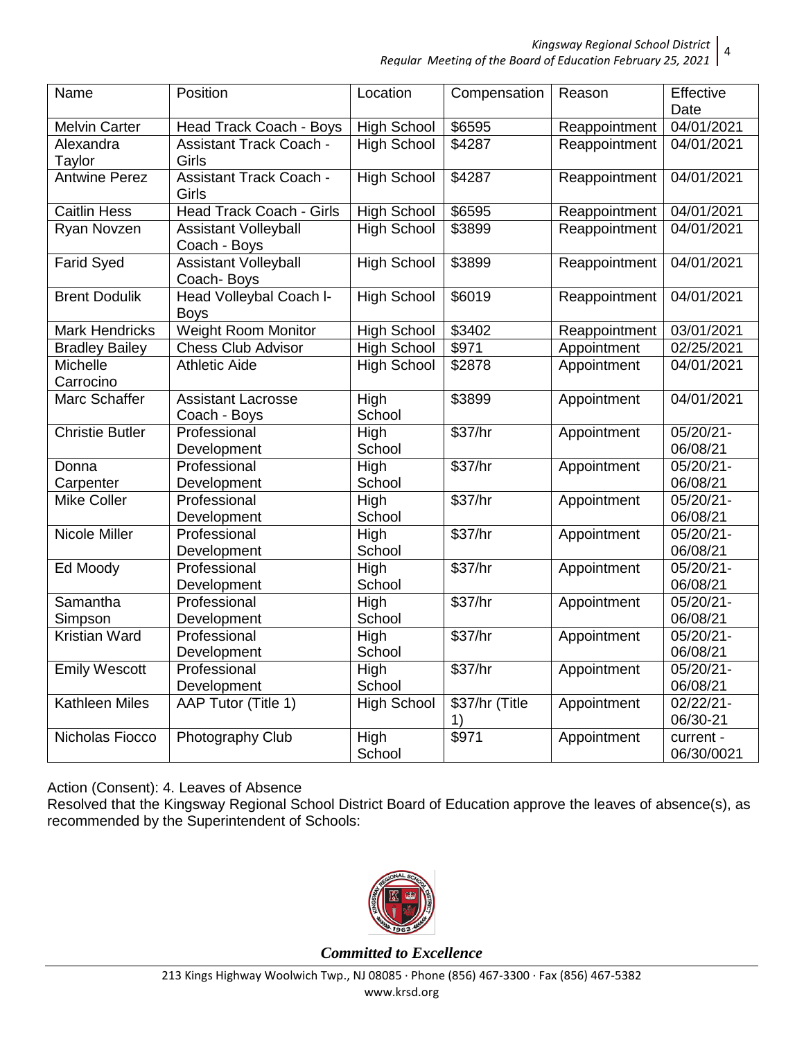| Name | Position | Location | Compensation | Reason | Effective Date |
|---|---|---|---|---|---|
| Melvin Carter | Head Track Coach - Boys | High School | $6595 | Reappointment | 04/01/2021 |
| Alexandra Taylor | Assistant Track Coach - Girls | High School | $4287 | Reappointment | 04/01/2021 |
| Antwine Perez | Assistant Track Coach - Girls | High School | $4287 | Reappointment | 04/01/2021 |
| Caitlin Hess | Head Track Coach - Girls | High School | $6595 | Reappointment | 04/01/2021 |
| Ryan Novzen | Assistant Volleyball Coach - Boys | High School | $3899 | Reappointment | 04/01/2021 |
| Farid Syed | Assistant Volleyball Coach- Boys | High School | $3899 | Reappointment | 04/01/2021 |
| Brent Dodulik | Head Volleybal Coach l-Boys | High School | $6019 | Reappointment | 04/01/2021 |
| Mark Hendricks | Weight Room Monitor | High School | $3402 | Reappointment | 03/01/2021 |
| Bradley Bailey | Chess Club Advisor | High School | $971 | Appointment | 02/25/2021 |
| Michelle Carrocino | Athletic Aide | High School | $2878 | Appointment | 04/01/2021 |
| Marc Schaffer | Assistant Lacrosse Coach - Boys | High School | $3899 | Appointment | 04/01/2021 |
| Christie Butler | Professional Development | High School | $37/hr | Appointment | 05/20/21-06/08/21 |
| Donna Carpenter | Professional Development | High School | $37/hr | Appointment | 05/20/21-06/08/21 |
| Mike Coller | Professional Development | High School | $37/hr | Appointment | 05/20/21-06/08/21 |
| Nicole Miller | Professional Development | High School | $37/hr | Appointment | 05/20/21-06/08/21 |
| Ed Moody | Professional Development | High School | $37/hr | Appointment | 05/20/21-06/08/21 |
| Samantha Simpson | Professional Development | High School | $37/hr | Appointment | 05/20/21-06/08/21 |
| Kristian Ward | Professional Development | High School | $37/hr | Appointment | 05/20/21-06/08/21 |
| Emily Wescott | Professional Development | High School | $37/hr | Appointment | 05/20/21-06/08/21 |
| Kathleen Miles | AAP Tutor (Title 1) | High School | $37/hr (Title 1) | Appointment | 02/22/21-06/30-21 |
| Nicholas Fiocco | Photography Club | High School | $971 | Appointment | current - 06/30/0021 |

Action (Consent): 4. Leaves of Absence

Resolved that the Kingsway Regional School District Board of Education approve the leaves of absence(s), as recommended by the Superintendent of Schools: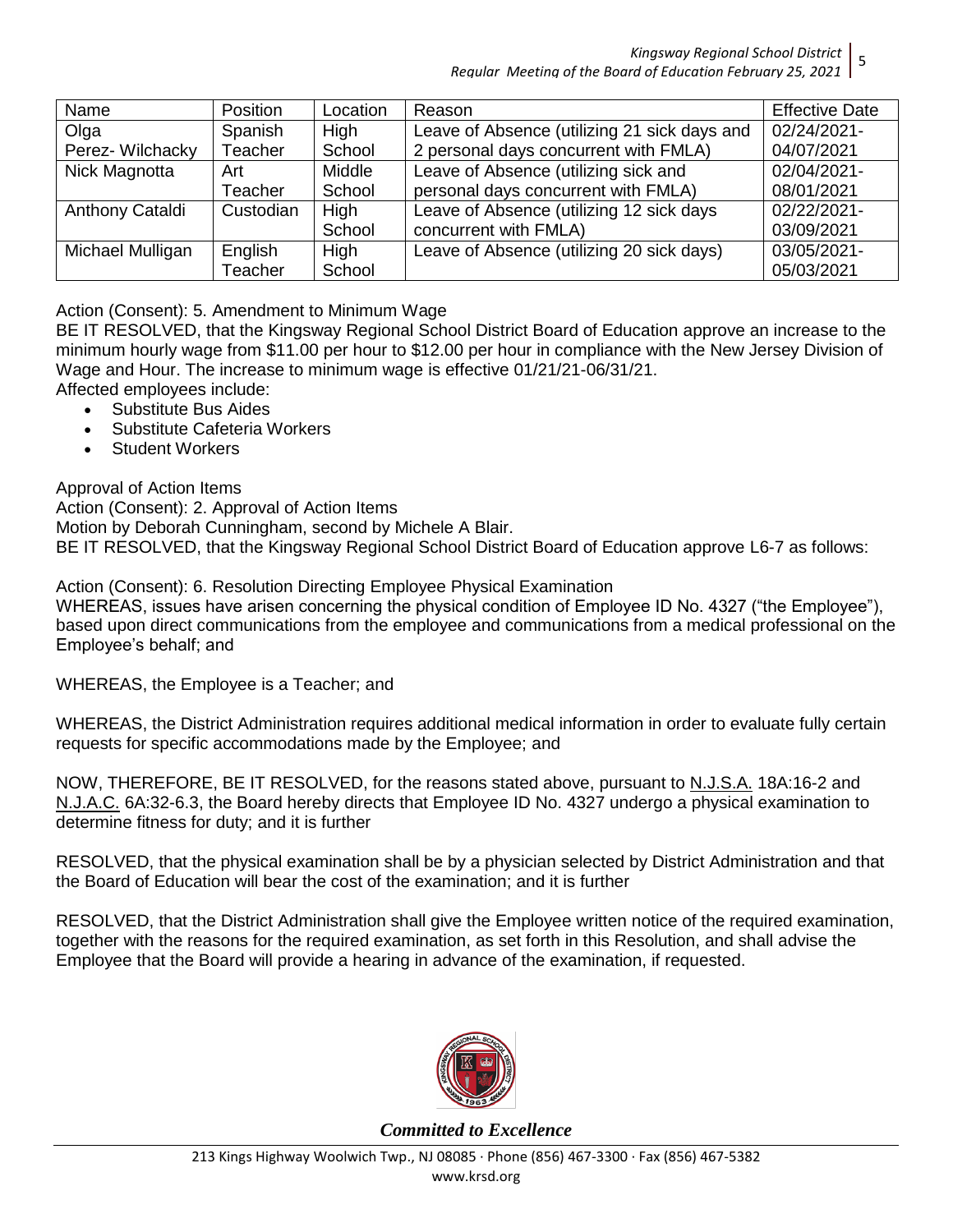| Name | Position | Location | Reason | Effective Date |
| --- | --- | --- | --- | --- |
| Olga Perez- Wilchacky | Spanish Teacher | High School | Leave of Absence (utilizing 21 sick days and 2 personal days concurrent with FMLA) | 02/24/2021-04/07/2021 |
| Nick Magnotta | Art Teacher | Middle School | Leave of Absence (utilizing sick and personal days concurrent with FMLA) | 02/04/2021-08/01/2021 |
| Anthony Cataldi | Custodian | High School | Leave of Absence (utilizing 12 sick days concurrent with FMLA) | 02/22/2021-03/09/2021 |
| Michael Mulligan | English Teacher | High School | Leave of Absence (utilizing 20 sick days) | 03/05/2021-05/03/2021 |

Action (Consent): 5. Amendment to Minimum Wage

BE IT RESOLVED, that the Kingsway Regional School District Board of Education approve an increase to the minimum hourly wage from $11.00 per hour to $12.00 per hour in compliance with the New Jersey Division of Wage and Hour. The increase to minimum wage is effective 01/21/21-06/31/21.

Affected employees include:

- Substitute Bus Aides
- Substitute Cafeteria Workers
- Student Workers

Approval of Action Items

Action (Consent): 2. Approval of Action Items

Motion by Deborah Cunningham, second by Michele A Blair.

BE IT RESOLVED, that the Kingsway Regional School District Board of Education approve L6-7 as follows:

Action (Consent): 6. Resolution Directing Employee Physical Examination

WHEREAS, issues have arisen concerning the physical condition of Employee ID No. 4327 ("the Employee"), based upon direct communications from the employee and communications from a medical professional on the Employee's behalf; and

WHEREAS, the Employee is a Teacher; and

WHEREAS, the District Administration requires additional medical information in order to evaluate fully certain requests for specific accommodations made by the Employee; and

NOW, THEREFORE, BE IT RESOLVED, for the reasons stated above, pursuant to N.J.S.A. 18A:16-2 and N.J.A.C. 6A:32-6.3, the Board hereby directs that Employee ID No. 4327 undergo a physical examination to determine fitness for duty; and it is further

RESOLVED, that the physical examination shall be by a physician selected by District Administration and that the Board of Education will bear the cost of the examination; and it is further

RESOLVED, that the District Administration shall give the Employee written notice of the required examination, together with the reasons for the required examination, as set forth in this Resolution, and shall advise the Employee that the Board will provide a hearing in advance of the examination, if requested.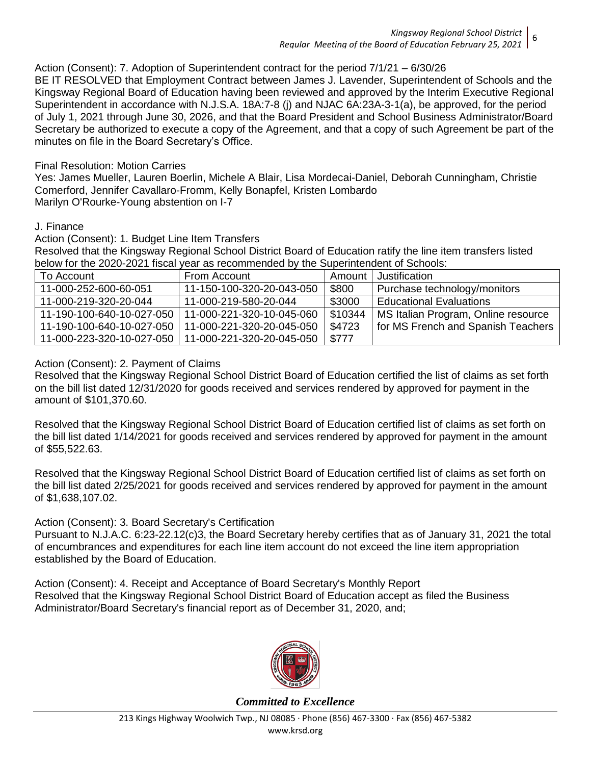Action (Consent): 7. Adoption of Superintendent contract for the period 7/1/21 – 6/30/26

BE IT RESOLVED that Employment Contract between James J. Lavender, Superintendent of Schools and the Kingsway Regional Board of Education having been reviewed and approved by the Interim Executive Regional Superintendent in accordance with N.J.S.A. 18A:7-8 (j) and NJAC 6A:23A-3-1(a), be approved, for the period of July 1, 2021 through June 30, 2026, and that the Board President and School Business Administrator/Board Secretary be authorized to execute a copy of the Agreement, and that a copy of such Agreement be part of the minutes on file in the Board Secretary's Office.

Final Resolution: Motion Carries

Yes: James Mueller, Lauren Boerlin, Michele A Blair, Lisa Mordecai-Daniel, Deborah Cunningham, Christie Comerford, Jennifer Cavallaro-Fromm, Kelly Bonapfel, Kristen Lombardo

Marilyn O'Rourke-Young abstention on I-7

J. Finance

Action (Consent): 1. Budget Line Item Transfers

Resolved that the Kingsway Regional School District Board of Education ratify the line item transfers listed below for the 2020-2021 fiscal year as recommended by the Superintendent of Schools:

| To Account | From Account | Amount | Justification |
|---|---|---|---|
| 11-000-252-600-60-051 | 11-150-100-320-20-043-050 | $800 | Purchase technology/monitors |
| 11-000-219-320-20-044 | 11-000-219-580-20-044 | $3000 | Educational Evaluations |
| 11-190-100-640-10-027-050 | 11-000-221-320-10-045-060 | $10344 | MS Italian Program, Online resource |
| 11-190-100-640-10-027-050 | 11-000-221-320-20-045-050 | $4723 | for MS French and Spanish Teachers |
| 11-000-223-320-10-027-050 | 11-000-221-320-20-045-050 | $777 | |

Action (Consent): 2. Payment of Claims

Resolved that the Kingsway Regional School District Board of Education certified the list of claims as set forth on the bill list dated 12/31/2020 for goods received and services rendered by approved for payment in the amount of $101,370.60.

Resolved that the Kingsway Regional School District Board of Education certified list of claims as set forth on the bill list dated 1/14/2021 for goods received and services rendered by approved for payment in the amount of $55,522.63.

Resolved that the Kingsway Regional School District Board of Education certified list of claims as set forth on the bill list dated 2/25/2021 for goods received and services rendered by approved for payment in the amount of $1,638,107.02.

Action (Consent): 3. Board Secretary's Certification

Pursuant to N.J.A.C. 6:23-22.12(c)3, the Board Secretary hereby certifies that as of January 31, 2021 the total of encumbrances and expenditures for each line item account do not exceed the line item appropriation established by the Board of Education.

Action (Consent): 4. Receipt and Acceptance of Board Secretary's Monthly Report

Resolved that the Kingsway Regional School District Board of Education accept as filed the Business Administrator/Board Secretary's financial report as of December 31, 2020, and;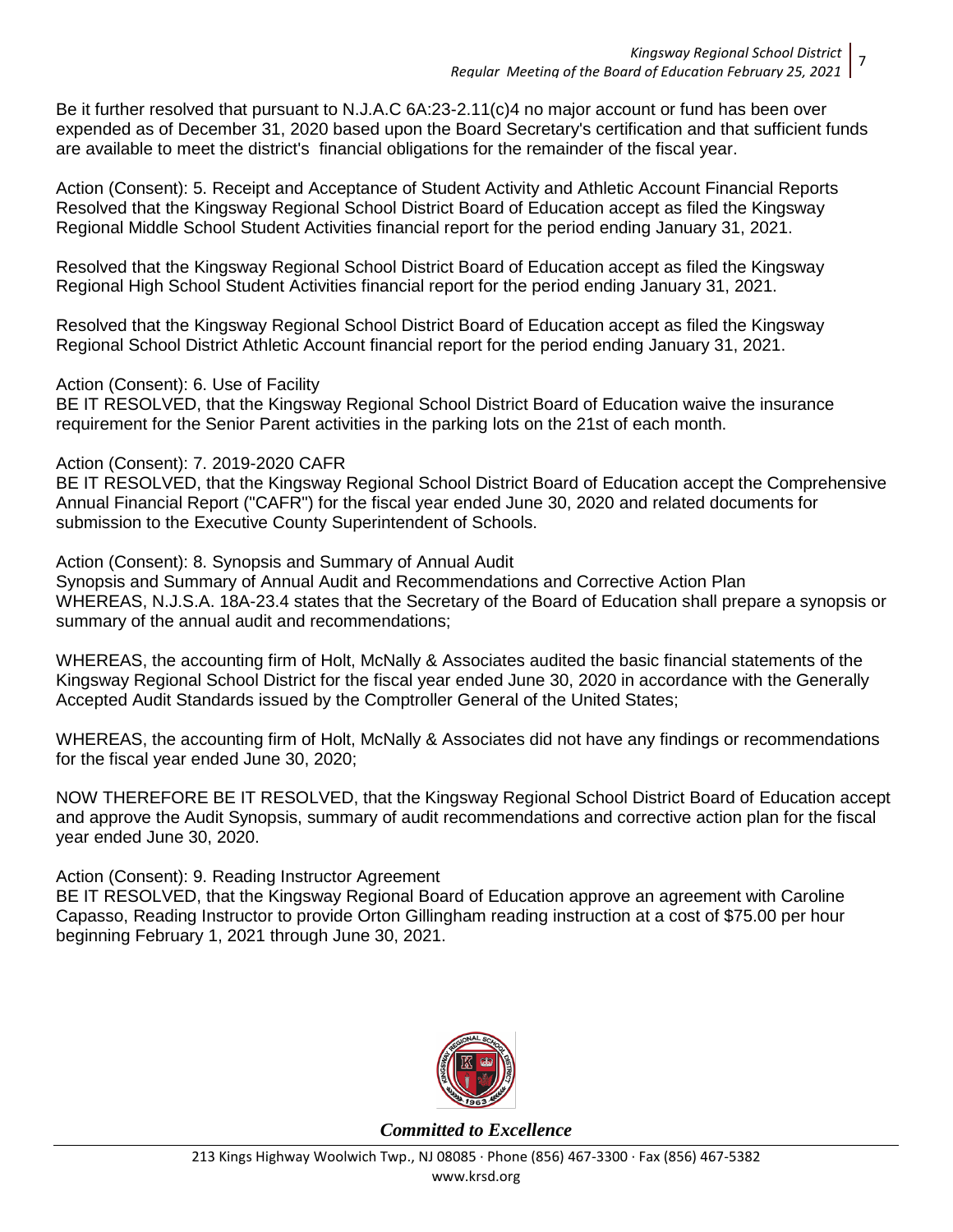Be it further resolved that pursuant to N.J.A.C 6A:23-2.11(c)4 no major account or fund has been over expended as of December 31, 2020 based upon the Board Secretary's certification and that sufficient funds are available to meet the district's financial obligations for the remainder of the fiscal year.

Action (Consent): 5. Receipt and Acceptance of Student Activity and Athletic Account Financial Reports
Resolved that the Kingsway Regional School District Board of Education accept as filed the Kingsway Regional Middle School Student Activities financial report for the period ending January 31, 2021.

Resolved that the Kingsway Regional School District Board of Education accept as filed the Kingsway Regional High School Student Activities financial report for the period ending January 31, 2021.

Resolved that the Kingsway Regional School District Board of Education accept as filed the Kingsway Regional School District Athletic Account financial report for the period ending January 31, 2021.

Action (Consent): 6. Use of Facility
BE IT RESOLVED, that the Kingsway Regional School District Board of Education waive the insurance requirement for the Senior Parent activities in the parking lots on the 21st of each month.

Action (Consent): 7. 2019-2020 CAFR
BE IT RESOLVED, that the Kingsway Regional School District Board of Education accept the Comprehensive Annual Financial Report ("CAFR") for the fiscal year ended June 30, 2020 and related documents for submission to the Executive County Superintendent of Schools.

Action (Consent): 8. Synopsis and Summary of Annual Audit
Synopsis and Summary of Annual Audit and Recommendations and Corrective Action Plan
WHEREAS, N.J.S.A. 18A-23.4 states that the Secretary of the Board of Education shall prepare a synopsis or summary of the annual audit and recommendations;

WHEREAS, the accounting firm of Holt, McNally & Associates audited the basic financial statements of the Kingsway Regional School District for the fiscal year ended June 30, 2020 in accordance with the Generally Accepted Audit Standards issued by the Comptroller General of the United States;

WHEREAS, the accounting firm of Holt, McNally & Associates did not have any findings or recommendations for the fiscal year ended June 30, 2020;

NOW THEREFORE BE IT RESOLVED, that the Kingsway Regional School District Board of Education accept and approve the Audit Synopsis, summary of audit recommendations and corrective action plan for the fiscal year ended June 30, 2020.

Action (Consent): 9. Reading Instructor Agreement
BE IT RESOLVED, that the Kingsway Regional Board of Education approve an agreement with Caroline Capasso, Reading Instructor to provide Orton Gillingham reading instruction at a cost of $75.00 per hour beginning February 1, 2021 through June 30, 2021.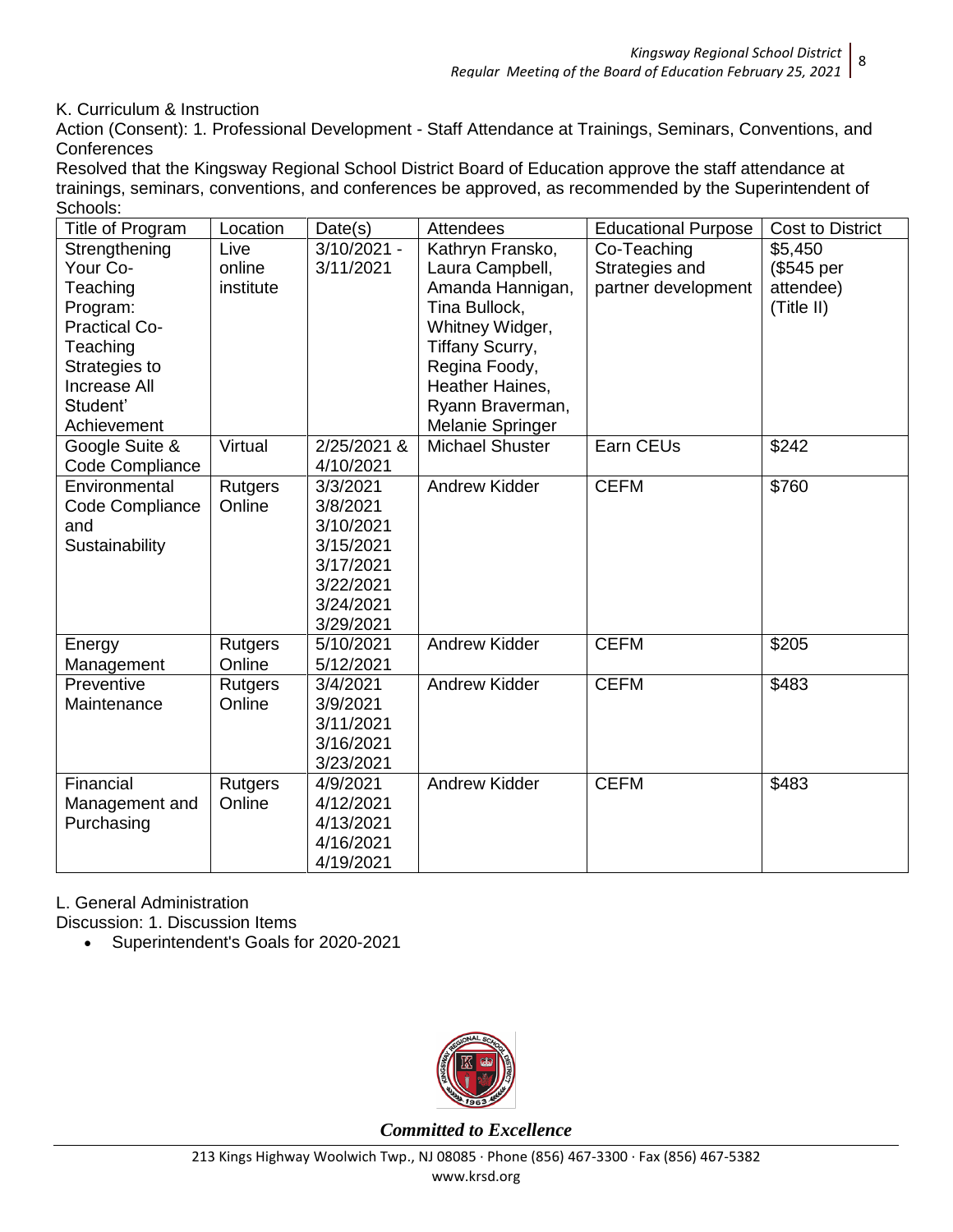K. Curriculum & Instruction

Action (Consent): 1. Professional Development - Staff Attendance at Trainings, Seminars, Conventions, and Conferences

Resolved that the Kingsway Regional School District Board of Education approve the staff attendance at trainings, seminars, conventions, and conferences be approved, as recommended by the Superintendent of Schools:

| Title of Program | Location | Date(s) | Attendees | Educational Purpose | Cost to District |
|---|---|---|---|---|---|
| Strengthening Your Co-Teaching Program: Practical Co-Teaching Strategies to Increase All Student' Achievement | Live online institute | 3/10/2021 - 3/11/2021 | Kathryn Fransko, Laura Campbell, Amanda Hannigan, Tina Bullock, Whitney Widger, Tiffany Scurry, Regina Foody, Heather Haines, Ryann Braverman, Melanie Springer | Co-Teaching Strategies and partner development | $5,450 ($545 per attendee) (Title II) |
| Google Suite & Code Compliance | Virtual | 2/25/2021 & 4/10/2021 | Michael Shuster | Earn CEUs | $242 |
| Environmental Code Compliance and Sustainability | Rutgers Online | 3/3/2021 3/8/2021 3/10/2021 3/15/2021 3/17/2021 3/22/2021 3/24/2021 3/29/2021 | Andrew Kidder | CEFM | $760 |
| Energy Management | Rutgers Online | 5/10/2021 5/12/2021 | Andrew Kidder | CEFM | $205 |
| Preventive Maintenance | Rutgers Online | 3/4/2021 3/9/2021 3/11/2021 3/16/2021 3/23/2021 | Andrew Kidder | CEFM | $483 |
| Financial Management and Purchasing | Rutgers Online | 4/9/2021 4/12/2021 4/13/2021 4/16/2021 4/19/2021 | Andrew Kidder | CEFM | $483 |

L. General Administration

Discussion: 1. Discussion Items

- Superintendent's Goals for 2020-2021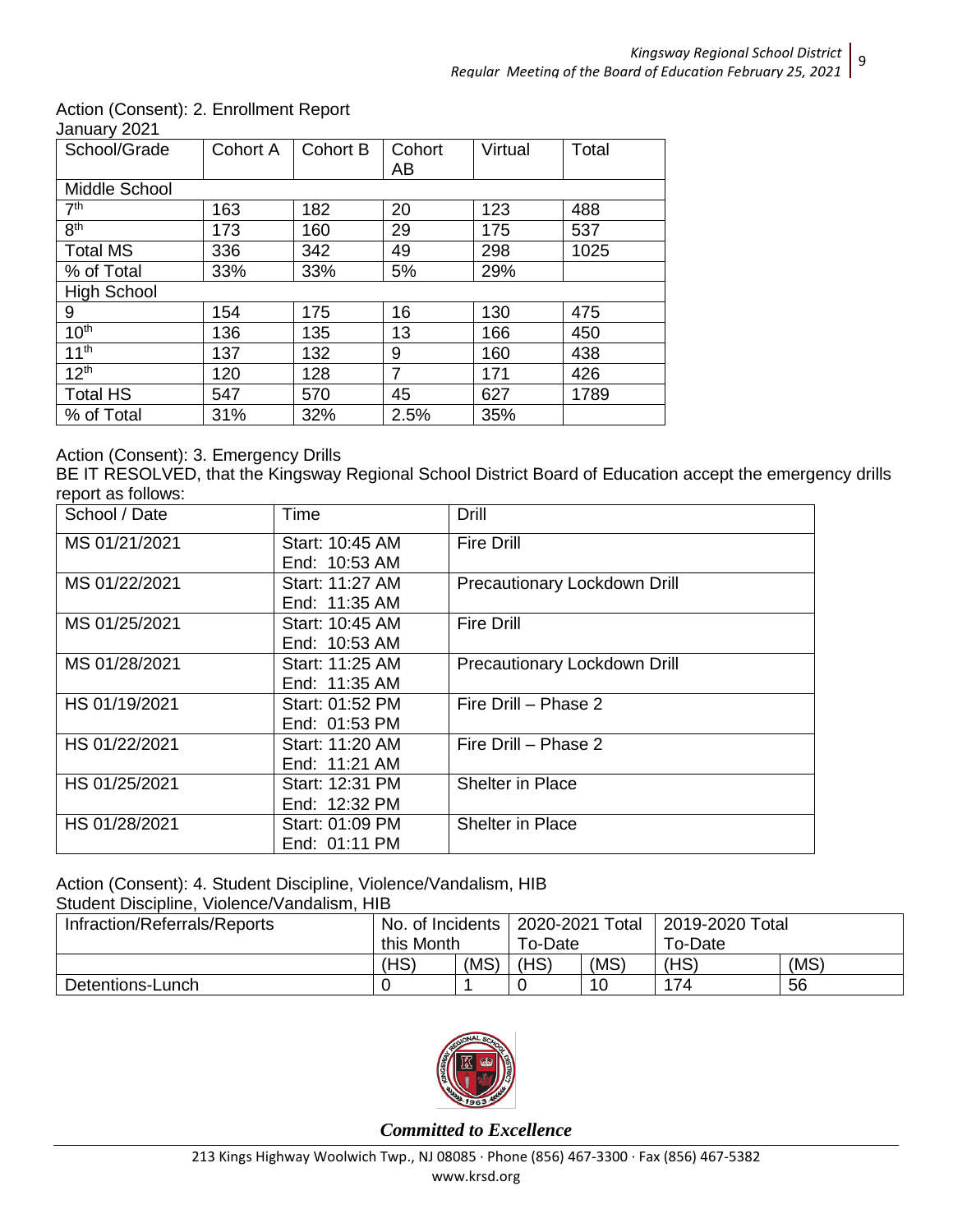Action (Consent): 2. Enrollment Report

January 2021

| School/Grade | Cohort A | Cohort B | Cohort AB | Virtual | Total |
|---|---|---|---|---|---|
| Middle School | | | | | |
| 7th | 163 | 182 | 20 | 123 | 488 |
| 8th | 173 | 160 | 29 | 175 | 537 |
| Total MS | 336 | 342 | 49 | 298 | 1025 |
| % of Total | 33% | 33% | 5% | 29% | |
| High School | | | | | |
| 9 | 154 | 175 | 16 | 130 | 475 |
| 10th | 136 | 135 | 13 | 166 | 450 |
| 11th | 137 | 132 | 9 | 160 | 438 |
| 12th | 120 | 128 | 7 | 171 | 426 |
| Total HS | 547 | 570 | 45 | 627 | 1789 |
| % of Total | 31% | 32% | 2.5% | 35% | |

Action (Consent): 3. Emergency Drills

BE IT RESOLVED, that the Kingsway Regional School District Board of Education accept the emergency drills report as follows:

| School / Date | Time | Drill |
|---|---|---|
| MS 01/21/2021 | Start: 10:45 AM End: 10:53 AM | Fire Drill |
| MS 01/22/2021 | Start: 11:27 AM End: 11:35 AM | Precautionary Lockdown Drill |
| MS 01/25/2021 | Start: 10:45 AM End: 10:53 AM | Fire Drill |
| MS 01/28/2021 | Start: 11:25 AM End: 11:35 AM | Precautionary Lockdown Drill |
| HS 01/19/2021 | Start: 01:52 PM End: 01:53 PM | Fire Drill – Phase 2 |
| HS 01/22/2021 | Start: 11:20 AM End: 11:21 AM | Fire Drill – Phase 2 |
| HS 01/25/2021 | Start: 12:31 PM End: 12:32 PM | Shelter in Place |
| HS 01/28/2021 | Start: 01:09 PM End: 01:11 PM | Shelter in Place |

Action (Consent): 4. Student Discipline, Violence/Vandalism, HIB

Student Discipline, Violence/Vandalism, HIB

| Infraction/Referrals/Reports | No. of Incidents this Month | | 2020-2021 Total To-Date | | 2019-2020 Total To-Date | |
|---|---|---|---|---|---|---|
| | (HS) | (MS) | (HS) | (MS) | (HS) | (MS) |
| Detentions-Lunch | 0 | 1 | 0 | 10 | 174 | 56 |

*Committed to Excellence*

213 Kings Highway Woolwich Twp., NJ 08085 · Phone (856) 467-3300 · Fax (856) 467-5382
www.krsd.org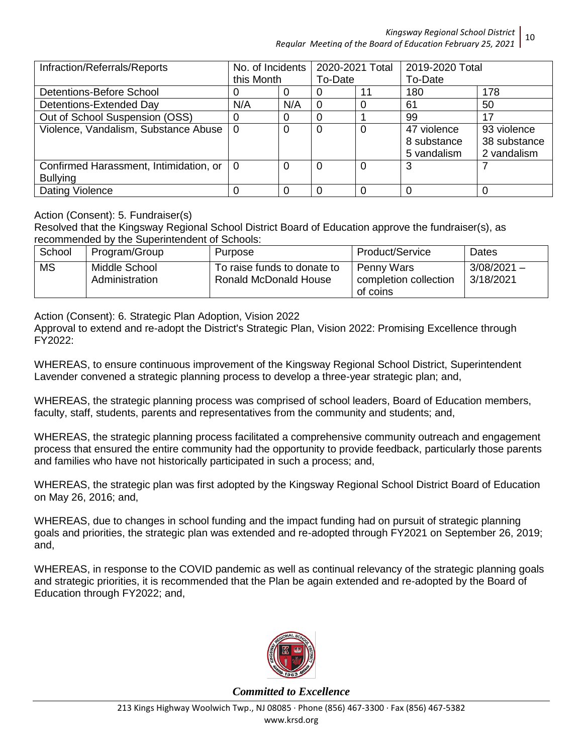| Infraction/Referrals/Reports | No. of Incidents this Month | | 2020-2021 Total To-Date | | 2019-2020 Total To-Date | |
|---|---|---|---|---|---|---|
| Detentions-Before School | 0 | 0 | 0 | 11 | 180 | 178 |
| Detentions-Extended Day | N/A | N/A | 0 | 0 | 61 | 50 |
| Out of School Suspension (OSS) | 0 | 0 | 0 | 1 | 99 | 17 |
| Violence, Vandalism, Substance Abuse | 0 | 0 | 0 | 0 | 47 violence<br>8 substance<br>5 vandalism | 93 violence<br>38 substance<br>2 vandalism |
| Confirmed Harassment, Intimidation, or Bullying | 0 | 0 | 0 | 0 | 3 | 7 |
| Dating Violence | 0 | 0 | 0 | 0 | 0 | 0 |

Action (Consent): 5. Fundraiser(s)

Resolved that the Kingsway Regional School District Board of Education approve the fundraiser(s), as recommended by the Superintendent of Schools:

| School | Program/Group | Purpose | Product/Service | Dates |
|---|---|---|---|---|
| MS | Middle School Administration | To raise funds to donate to Ronald McDonald House | Penny Wars completion collection of coins | 3/08/2021 – 3/18/2021 |

Action (Consent): 6. Strategic Plan Adoption, Vision 2022

Approval to extend and re-adopt the District's Strategic Plan, Vision 2022: Promising Excellence through FY2022:

WHEREAS, to ensure continuous improvement of the Kingsway Regional School District, Superintendent Lavender convened a strategic planning process to develop a three-year strategic plan; and,

WHEREAS, the strategic planning process was comprised of school leaders, Board of Education members, faculty, staff, students, parents and representatives from the community and students; and,

WHEREAS, the strategic planning process facilitated a comprehensive community outreach and engagement process that ensured the entire community had the opportunity to provide feedback, particularly those parents and families who have not historically participated in such a process; and,

WHEREAS, the strategic plan was first adopted by the Kingsway Regional School District Board of Education on May 26, 2016; and,

WHEREAS, due to changes in school funding and the impact funding had on pursuit of strategic planning goals and priorities, the strategic plan was extended and re-adopted through FY2021 on September 26, 2019; and,

WHEREAS, in response to the COVID pandemic as well as continual relevancy of the strategic planning goals and strategic priorities, it is recommended that the Plan be again extended and re-adopted by the Board of Education through FY2022; and,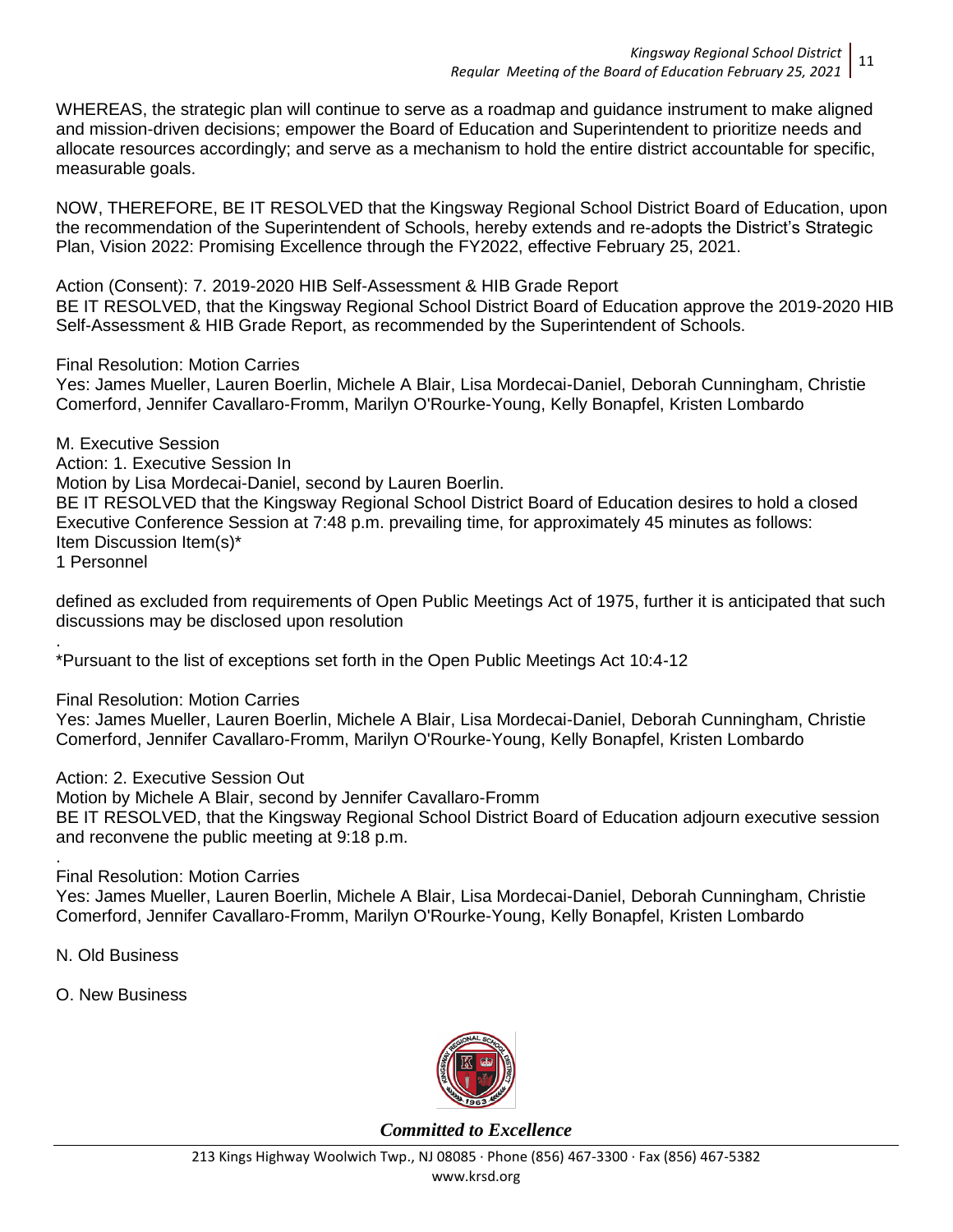WHEREAS, the strategic plan will continue to serve as a roadmap and guidance instrument to make aligned and mission-driven decisions; empower the Board of Education and Superintendent to prioritize needs and allocate resources accordingly; and serve as a mechanism to hold the entire district accountable for specific, measurable goals.

NOW, THEREFORE, BE IT RESOLVED that the Kingsway Regional School District Board of Education, upon the recommendation of the Superintendent of Schools, hereby extends and re-adopts the District's Strategic Plan, Vision 2022: Promising Excellence through the FY2022, effective February 25, 2021.

Action (Consent): 7. 2019-2020 HIB Self-Assessment & HIB Grade Report
BE IT RESOLVED, that the Kingsway Regional School District Board of Education approve the 2019-2020 HIB Self-Assessment & HIB Grade Report, as recommended by the Superintendent of Schools.

Final Resolution: Motion Carries
Yes: James Mueller, Lauren Boerlin, Michele A Blair, Lisa Mordecai-Daniel, Deborah Cunningham, Christie Comerford, Jennifer Cavallaro-Fromm, Marilyn O'Rourke-Young, Kelly Bonapfel, Kristen Lombardo

M. Executive Session
Action: 1. Executive Session In
Motion by Lisa Mordecai-Daniel, second by Lauren Boerlin.
BE IT RESOLVED that the Kingsway Regional School District Board of Education desires to hold a closed Executive Conference Session at 7:48 p.m. prevailing time, for approximately 45 minutes as follows:
Item Discussion Item(s)*
1 Personnel

defined as excluded from requirements of Open Public Meetings Act of 1975, further it is anticipated that such discussions may be disclosed upon resolution
.
*Pursuant to the list of exceptions set forth in the Open Public Meetings Act 10:4-12

Final Resolution: Motion Carries
Yes: James Mueller, Lauren Boerlin, Michele A Blair, Lisa Mordecai-Daniel, Deborah Cunningham, Christie Comerford, Jennifer Cavallaro-Fromm, Marilyn O'Rourke-Young, Kelly Bonapfel, Kristen Lombardo

Action: 2. Executive Session Out
Motion by Michele A Blair, second by Jennifer Cavallaro-Fromm
BE IT RESOLVED, that the Kingsway Regional School District Board of Education adjourn executive session and reconvene the public meeting at 9:18 p.m.
.
Final Resolution: Motion Carries
Yes: James Mueller, Lauren Boerlin, Michele A Blair, Lisa Mordecai-Daniel, Deborah Cunningham, Christie Comerford, Jennifer Cavallaro-Fromm, Marilyn O'Rourke-Young, Kelly Bonapfel, Kristen Lombardo

N. Old Business

O. New Business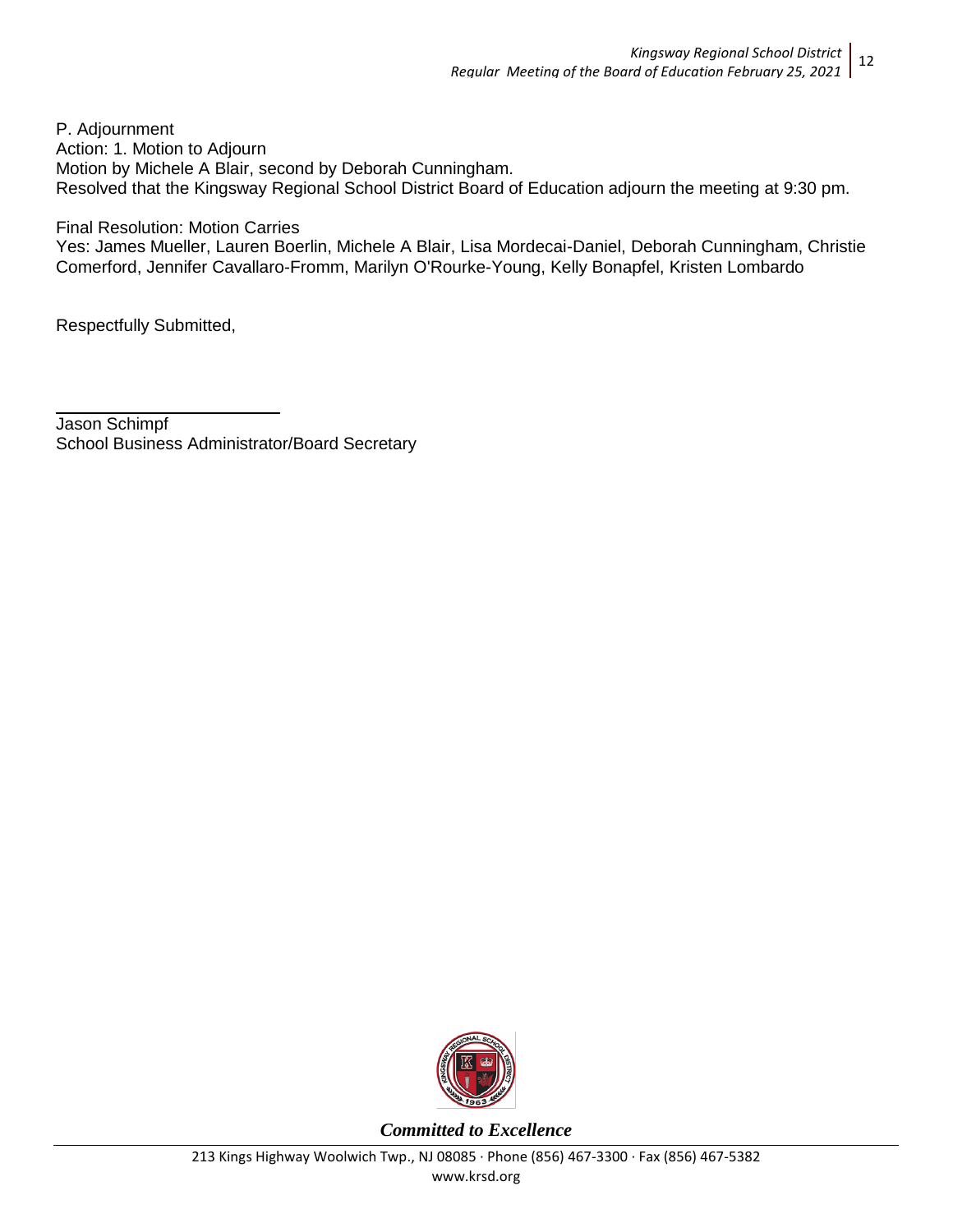P. Adjournment

Action: 1. Motion to Adjourn

Motion by Michele A Blair, second by Deborah Cunningham.

Resolved that the Kingsway Regional School District Board of Education adjourn the meeting at 9:30 pm.

Final Resolution: Motion Carries

Yes: James Mueller, Lauren Boerlin, Michele A Blair, Lisa Mordecai-Daniel, Deborah Cunningham, Christie Comerford, Jennifer Cavallaro-Fromm, Marilyn O'Rourke-Young, Kelly Bonapfel, Kristen Lombardo

Respectfully Submitted,

Jason Schimpf
School Business Administrator/Board Secretary